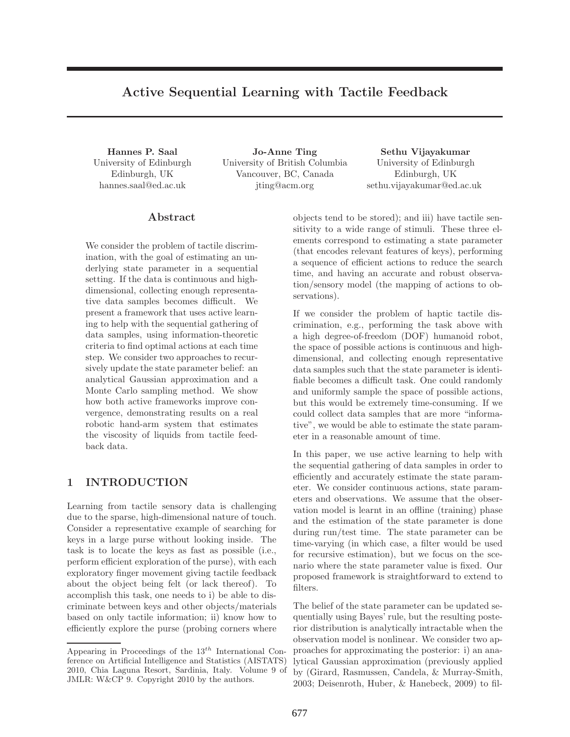# Active Sequential Learning with Tactile Feedback

**Hannes P. Saal**
University of Edinburgh
Edinburgh, UK
hannes.saal@ed.ac.uk

**Jo-Anne Ting**
University of British Columbia
Vancouver, BC, Canada
jting@acm.org

**Sethu Vijayakumar**
University of Edinburgh
Edinburgh, UK
sethu.vijayakumar@ed.ac.uk

## Abstract

We consider the problem of tactile discrimination, with the goal of estimating an underlying state parameter in a sequential setting. If the data is continuous and high-dimensional, collecting enough representative data samples becomes difficult. We present a framework that uses active learning to help with the sequential gathering of data samples, using information-theoretic criteria to find optimal actions at each time step. We consider two approaches to recursively update the state parameter belief: an analytical Gaussian approximation and a Monte Carlo sampling method. We show how both active frameworks improve convergence, demonstrating results on a real robotic hand-arm system that estimates the viscosity of liquids from tactile feedback data.

## 1 INTRODUCTION

Learning from tactile sensory data is challenging due to the sparse, high-dimensional nature of touch. Consider a representative example of searching for keys in a large purse without looking inside. The task is to locate the keys as fast as possible (i.e., perform efficient exploration of the purse), with each exploratory finger movement giving tactile feedback about the object being felt (or lack thereof). To accomplish this task, one needs to i) be able to discriminate between keys and other objects/materials based on only tactile information; ii) know how to efficiently explore the purse (probing corners where objects tend to be stored); and iii) have tactile sensitivity to a wide range of stimuli. These three elements correspond to estimating a state parameter (that encodes relevant features of keys), performing a sequence of efficient actions to reduce the search time, and having an accurate and robust observation/sensory model (the mapping of actions to observations).

If we consider the problem of haptic tactile discrimination, e.g., performing the task above with a high degree-of-freedom (DOF) humanoid robot, the space of possible actions is continuous and high-dimensional, and collecting enough representative data samples such that the state parameter is identifiable becomes a difficult task. One could randomly and uniformly sample the space of possible actions, but this would be extremely time-consuming. If we could collect data samples that are more "informative", we would be able to estimate the state parameter in a reasonable amount of time.

In this paper, we use active learning to help with the sequential gathering of data samples in order to efficiently and accurately estimate the state parameter. We consider continuous actions, state parameters and observations. We assume that the observation model is learnt in an offline (training) phase and the estimation of the state parameter is done during run/test time. The state parameter can be time-varying (in which case, a filter would be used for recursive estimation), but we focus on the scenario where the state parameter value is fixed. Our proposed framework is straightforward to extend to filters.

The belief of the state parameter can be updated sequentially using Bayes' rule, but the resulting posterior distribution is analytically intractable when the observation model is nonlinear. We consider two approaches for approximating the posterior: i) an analytical Gaussian approximation (previously applied by (Girard, Rasmussen, Candela, & Murray-Smith, 2003; Deisenroth, Huber, & Hanebeck, 2009) to fil-

Appearing in Proceedings of the 13[th] International Conference on Artificial Intelligence and Statistics (AISTATS) 2010, Chia Laguna Resort, Sardinia, Italy. Volume 9 of JMLR: W&CP 9. Copyright 2010 by the authors.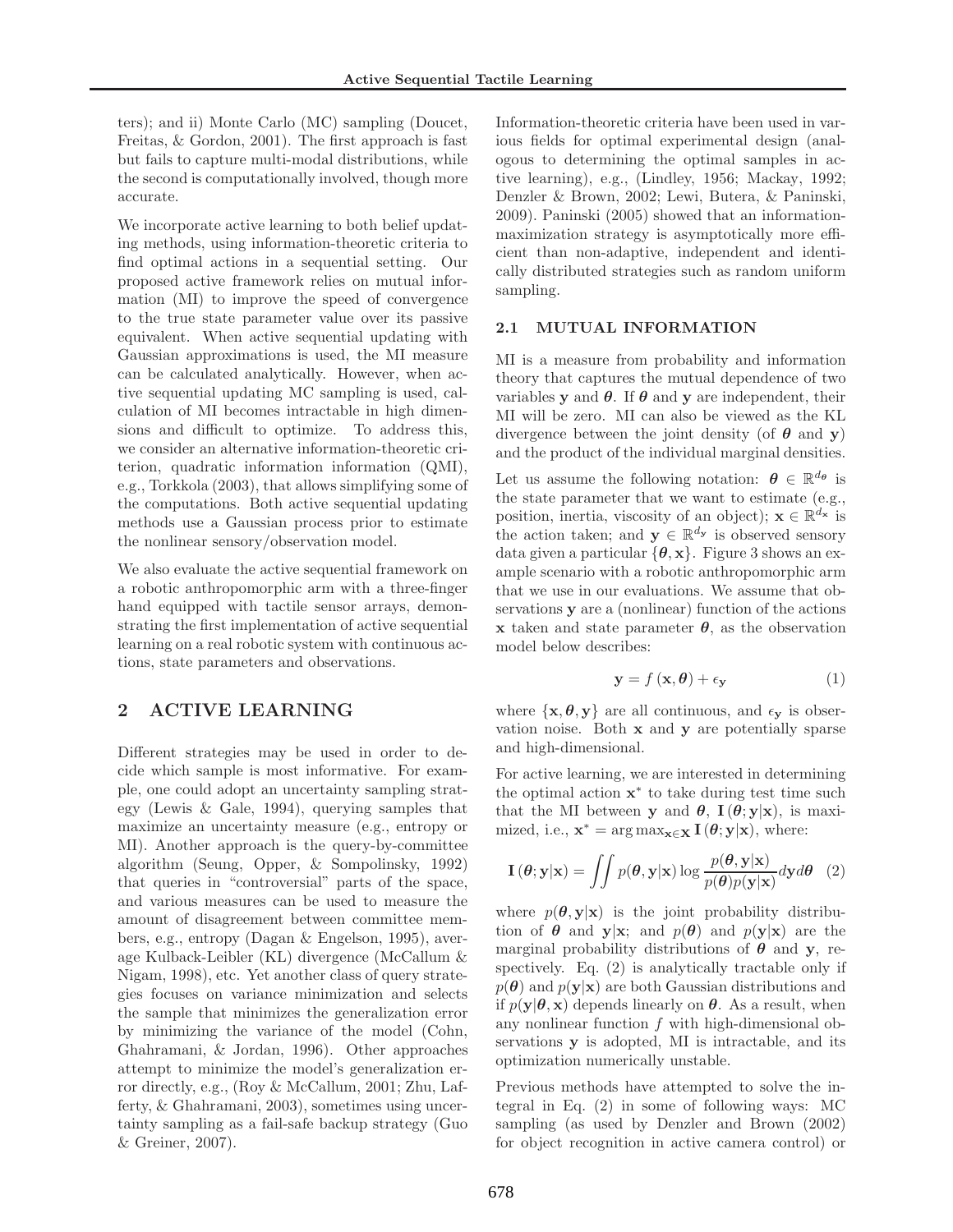ters); and ii) Monte Carlo (MC) sampling (Doucet, Freitas, & Gordon, 2001). The first approach is fast but fails to capture multi-modal distributions, while the second is computationally involved, though more accurate.

We incorporate active learning to both belief updating methods, using information-theoretic criteria to find optimal actions in a sequential setting. Our proposed active framework relies on mutual information (MI) to improve the speed of convergence to the true state parameter value over its passive equivalent. When active sequential updating with Gaussian approximations is used, the MI measure can be calculated analytically. However, when active sequential updating MC sampling is used, calculation of MI becomes intractable in high dimensions and difficult to optimize. To address this, we consider an alternative information-theoretic criterion, quadratic information information (QMI), e.g., Torkkola (2003), that allows simplifying some of the computations. Both active sequential updating methods use a Gaussian process prior to estimate the nonlinear sensory/observation model.

We also evaluate the active sequential framework on a robotic anthropomorphic arm with a three-finger hand equipped with tactile sensor arrays, demonstrating the first implementation of active sequential learning on a real robotic system with continuous actions, state parameters and observations.

## 2 ACTIVE LEARNING

Different strategies may be used in order to decide which sample is most informative. For example, one could adopt an uncertainty sampling strategy (Lewis & Gale, 1994), querying samples that maximize an uncertainty measure (e.g., entropy or MI). Another approach is the query-by-committee algorithm (Seung, Opper, & Sompolinsky, 1992) that queries in "controversial" parts of the space, and various measures can be used to measure the amount of disagreement between committee members, e.g., entropy (Dagan & Engelson, 1995), average Kulback-Leibler (KL) divergence (McCallum & Nigam, 1998), etc. Yet another class of query strategies focuses on variance minimization and selects the sample that minimizes the generalization error by minimizing the variance of the model (Cohn, Ghahramani, & Jordan, 1996). Other approaches attempt to minimize the model's generalization error directly, e.g., (Roy & McCallum, 2001; Zhu, Lafferty, & Ghahramani, 2003), sometimes using uncertainty sampling as a fail-safe backup strategy (Guo & Greiner, 2007).

Information-theoretic criteria have been used in various fields for optimal experimental design (analogous to determining the optimal samples in active learning), e.g., (Lindley, 1956; Mackay, 1992; Denzler & Brown, 2002; Lewi, Butera, & Paninski, 2009). Paninski (2005) showed that an information-maximization strategy is asymptotically more efficient than non-adaptive, independent and identically distributed strategies such as random uniform sampling.

### 2.1 MUTUAL INFORMATION

MI is a measure from probability and information theory that captures the mutual dependence of two variables $\mathbf{y}$ and $\boldsymbol{\theta}$. If $\boldsymbol{\theta}$ and $\mathbf{y}$ are independent, their MI will be zero. MI can also be viewed as the KL divergence between the joint density (of $\boldsymbol{\theta}$ and $\mathbf{y}$) and the product of the individual marginal densities.

Let us assume the following notation: $\boldsymbol{\theta} \in \mathbb{R}^{d_{\boldsymbol{\theta}}}$ is the state parameter that we want to estimate (e.g., position, inertia, viscosity of an object); $\mathbf{x} \in \mathbb{R}^{d_{\mathbf{x}}}$ is the action taken; and $\mathbf{y} \in \mathbb{R}^{d_{\mathbf{y}}}$ is observed sensory data given a particular $\{\boldsymbol{\theta}, \mathbf{x}\}$. Figure 3 shows an example scenario with a robotic anthropomorphic arm that we use in our evaluations. We assume that observations $\mathbf{y}$ are a (nonlinear) function of the actions $\mathbf{x}$ taken and state parameter $\boldsymbol{\theta}$, as the observation model below describes:

$$\mathbf{y} = f(\mathbf{x}, \boldsymbol{\theta}) + \epsilon_{\mathbf{y}} \tag{1}$$

where $\{\mathbf{x}, \boldsymbol{\theta}, \mathbf{y}\}$ are all continuous, and $\epsilon_{\mathbf{y}}$ is observation noise. Both $\mathbf{x}$ and $\mathbf{y}$ are potentially sparse and high-dimensional.

For active learning, we are interested in determining the optimal action $\mathbf{x}^*$ to take during test time such that the MI between $\mathbf{y}$ and $\boldsymbol{\theta}$, $\mathbf{I}(\boldsymbol{\theta}; \mathbf{y}|\mathbf{x})$, is maximized, i.e., $\mathbf{x}^* = \arg\max_{\mathbf{x} \in \mathbf{X}} \mathbf{I}(\boldsymbol{\theta}; \mathbf{y}|\mathbf{x})$, where:

$$\mathbf{I}(\boldsymbol{\theta}; \mathbf{y}|\mathbf{x}) = \iint p(\boldsymbol{\theta}, \mathbf{y}|\mathbf{x}) \log \frac{p(\boldsymbol{\theta}, \mathbf{y}|\mathbf{x})}{p(\boldsymbol{\theta}) p(\mathbf{y}|\mathbf{x})} d\mathbf{y} d\boldsymbol{\theta} \tag{2}$$

where $p(\boldsymbol{\theta}, \mathbf{y}|\mathbf{x})$ is the joint probability distribution of $\boldsymbol{\theta}$ and $\mathbf{y}|\mathbf{x}$; and $p(\boldsymbol{\theta})$ and $p(\mathbf{y}|\mathbf{x})$ are the marginal probability distributions of $\boldsymbol{\theta}$ and $\mathbf{y}$, respectively. Eq. (2) is analytically tractable only if $p(\boldsymbol{\theta})$ and $p(\mathbf{y}|\mathbf{x})$ are both Gaussian distributions and if $p(\mathbf{y}|\boldsymbol{\theta}, \mathbf{x})$ depends linearly on $\boldsymbol{\theta}$. As a result, when any nonlinear function $f$ with high-dimensional observations $\mathbf{y}$ is adopted, MI is intractable, and its optimization numerically unstable.

Previous methods have attempted to solve the integral in Eq. (2) in some of following ways: MC sampling (as used by Denzler and Brown (2002) for object recognition in active camera control) or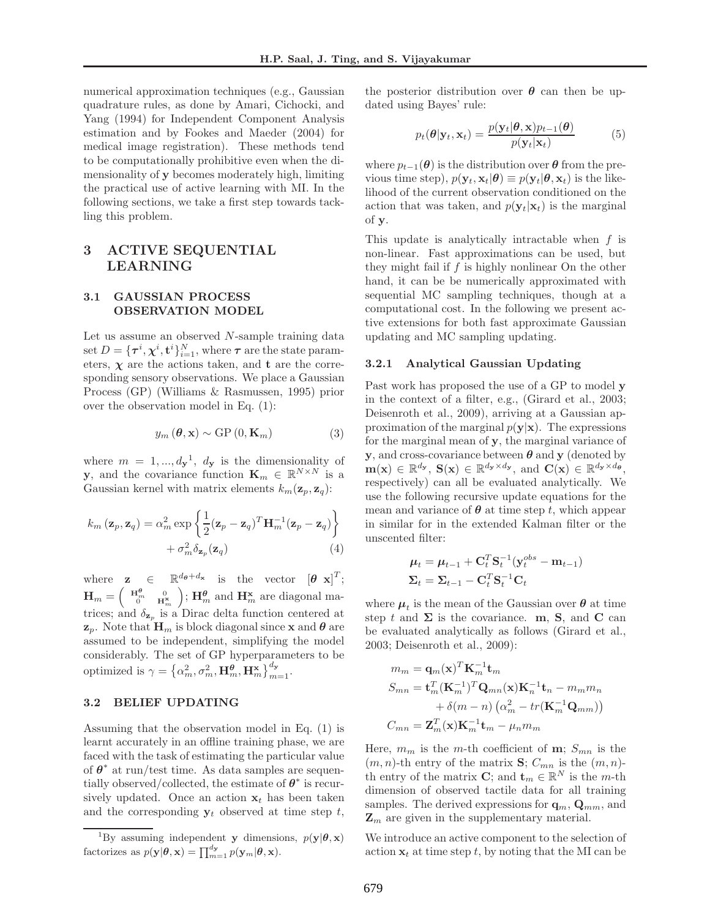numerical approximation techniques (e.g., Gaussian quadrature rules, as done by Amari, Cichocki, and Yang (1994) for Independent Component Analysis estimation and by Fookes and Maeder (2004) for medical image registration). These methods tend to be computationally prohibitive even when the dimensionality of $\mathbf{y}$ becomes moderately high, limiting the practical use of active learning with MI. In the following sections, we take a first step towards tackling this problem.

## 3 ACTIVE SEQUENTIAL LEARNING

### 3.1 GAUSSIAN PROCESS OBSERVATION MODEL

Let us assume an observed $N$-sample training data set $D = \{\boldsymbol{\tau}^i, \boldsymbol{\chi}^i, \mathbf{t}^i\}_{i=1}^N$, where $\boldsymbol{\tau}$ are the state parameters, $\boldsymbol{\chi}$ are the actions taken, and $\mathbf{t}$ are the corresponding sensory observations. We place a Gaussian Process (GP) (Williams & Rasmussen, 1995) prior over the observation model in Eq. (1):

$$y_m(\boldsymbol{\theta}, \mathbf{x}) \sim \mathrm{GP}(0, \mathbf{K}_m) \tag{3}$$

where $m = 1, ..., d_{\mathbf{y}}$[1], $d_{\mathbf{y}}$ is the dimensionality of $\mathbf{y}$, and the covariance function $\mathbf{K}_m \in \mathbb{R}^{N \times N}$ is a Gaussian kernel with matrix elements $k_m(\mathbf{z}_p, \mathbf{z}_q)$:

$$k_m(\mathbf{z}_p, \mathbf{z}_q) = \alpha_m^2 \exp\left\{\frac{1}{2}(\mathbf{z}_p - \mathbf{z}_q)^T \mathbf{H}_m^{-1}(\mathbf{z}_p - \mathbf{z}_q)\right\} + \sigma_m^2 \delta_{\mathbf{z}_p}(\mathbf{z}_q) \tag{4}$$

where $\mathbf{z} \in \mathbb{R}^{d_{\boldsymbol{\theta}} + d_{\mathbf{x}}}$ is the vector $[\boldsymbol{\theta}\ \mathbf{x}]^T$; $\mathbf{H}_m = \begin{pmatrix} \mathbf{H}_m^{\boldsymbol{\theta}} & 0 \\ 0 & \mathbf{H}_m^{\mathbf{x}} \end{pmatrix}$; $\mathbf{H}_m^{\boldsymbol{\theta}}$ and $\mathbf{H}_m^{\mathbf{x}}$ are diagonal matrices; and $\delta_{\mathbf{z}_p}$ is a Dirac delta function centered at $\mathbf{z}_p$. Note that $\mathbf{H}_m$ is block diagonal since $\mathbf{x}$ and $\boldsymbol{\theta}$ are assumed to be independent, simplifying the model considerably. The set of GP hyperparameters to be optimized is $\gamma = \{\alpha_m^2, \sigma_m^2, \mathbf{H}_m^{\boldsymbol{\theta}}, \mathbf{H}_m^{\mathbf{x}}\}_{m=1}^{d_{\mathbf{y}}}$.

### 3.2 BELIEF UPDATING

Assuming that the observation model in Eq. (1) is learnt accurately in an offline training phase, we are faced with the task of estimating the particular value of $\boldsymbol{\theta}^*$ at run/test time. As data samples are sequentially observed/collected, the estimate of $\boldsymbol{\theta}^*$ is recursively updated. Once an action $\mathbf{x}_t$ has been taken and the corresponding $\mathbf{y}_t$ observed at time step $t$, the posterior distribution over $\boldsymbol{\theta}$ can then be updated using Bayes' rule:

$$p_t(\boldsymbol{\theta}|\mathbf{y}_t, \mathbf{x}_t) = \frac{p(\mathbf{y}_t|\boldsymbol{\theta}, \mathbf{x})p_{t-1}(\boldsymbol{\theta})}{p(\mathbf{y}_t|\mathbf{x}_t)} \tag{5}$$

where $p_{t-1}(\boldsymbol{\theta})$ is the distribution over $\boldsymbol{\theta}$ from the previous time step), $p(\mathbf{y}_t, \mathbf{x}_t|\boldsymbol{\theta}) \equiv p(\mathbf{y}_t|\boldsymbol{\theta}, \mathbf{x}_t)$ is the likelihood of the current observation conditioned on the action that was taken, and $p(\mathbf{y}_t|\mathbf{x}_t)$ is the marginal of $\mathbf{y}$.

This update is analytically intractable when $f$ is non-linear. Fast approximations can be used, but they might fail if $f$ is highly nonlinear On the other hand, it can be be numerically approximated with sequential MC sampling techniques, though at a computational cost. In the following we present active extensions for both fast approximate Gaussian updating and MC sampling updating.

#### 3.2.1 Analytical Gaussian Updating

Past work has proposed the use of a GP to model $\mathbf{y}$ in the context of a filter, e.g., (Girard et al., 2003; Deisenroth et al., 2009), arriving at a Gaussian approximation of the marginal $p(\mathbf{y}|\mathbf{x})$. The expressions for the marginal mean of $\mathbf{y}$, the marginal variance of $\mathbf{y}$, and cross-covariance between $\boldsymbol{\theta}$ and $\mathbf{y}$ (denoted by $\mathbf{m}(\mathbf{x}) \in \mathbb{R}^{d_{\mathbf{y}}}$, $\mathbf{S}(\mathbf{x}) \in \mathbb{R}^{d_{\mathbf{y}} \times d_{\mathbf{y}}}$, and $\mathbf{C}(\mathbf{x}) \in \mathbb{R}^{d_{\mathbf{y}} \times d_{\boldsymbol{\theta}}}$, respectively) can all be evaluated analytically. We use the following recursive update equations for the mean and variance of $\boldsymbol{\theta}$ at time step $t$, which appear in similar for in the extended Kalman filter or the unscented filter:

$$\boldsymbol{\mu}_t = \boldsymbol{\mu}_{t-1} + \mathbf{C}_t^T \mathbf{S}_t^{-1}(\mathbf{y}_t^{obs} - \mathbf{m}_{t-1})$$
$$\boldsymbol{\Sigma}_t = \boldsymbol{\Sigma}_{t-1} - \mathbf{C}_t^T \mathbf{S}_t^{-1} \mathbf{C}_t$$

where $\boldsymbol{\mu}_t$ is the mean of the Gaussian over $\boldsymbol{\theta}$ at time step $t$ and $\boldsymbol{\Sigma}$ is the covariance. $\mathbf{m}$, $\mathbf{S}$, and $\mathbf{C}$ can be evaluated analytically as follows (Girard et al., 2003; Deisenroth et al., 2009):

$$m_m = \mathbf{q}_m(\mathbf{x})^T \mathbf{K}_m^{-1} \mathbf{t}_m$$
$$S_{mn} = \mathbf{t}_m^T (\mathbf{K}_m^{-1})^T \mathbf{Q}_{mn}(\mathbf{x}) \mathbf{K}_n^{-1} \mathbf{t}_n - m_m m_n + \delta(m-n)\left(\alpha_m^2 - tr(\mathbf{K}_m^{-1}\mathbf{Q}_{mm})\right)$$
$$C_{mn} = \mathbf{Z}_m^T(\mathbf{x}) \mathbf{K}_m^{-1} \mathbf{t}_m - \mu_n m_m$$

Here, $m_m$ is the $m$-th coefficient of $\mathbf{m}$; $S_{mn}$ is the $(m,n)$-th entry of the matrix $\mathbf{S}$; $C_{mn}$ is the $(m,n)$-th entry of the matrix $\mathbf{C}$; and $\mathbf{t}_m \in \mathbb{R}^N$ is the $m$-th dimension of observed tactile data for all training samples. The derived expressions for $\mathbf{q}_m$, $\mathbf{Q}_{mm}$, and $\mathbf{Z}_m$ are given in the supplementary material.

We introduce an active component to the selection of action $\mathbf{x}_t$ at time step $t$, by noting that the MI can be

[1] By assuming independent $\mathbf{y}$ dimensions, $p(\mathbf{y}|\boldsymbol{\theta}, \mathbf{x})$ factorizes as $p(\mathbf{y}|\boldsymbol{\theta}, \mathbf{x}) = \prod_{m=1}^{d_{\mathbf{y}}} p(\mathbf{y}_m|\boldsymbol{\theta}, \mathbf{x})$.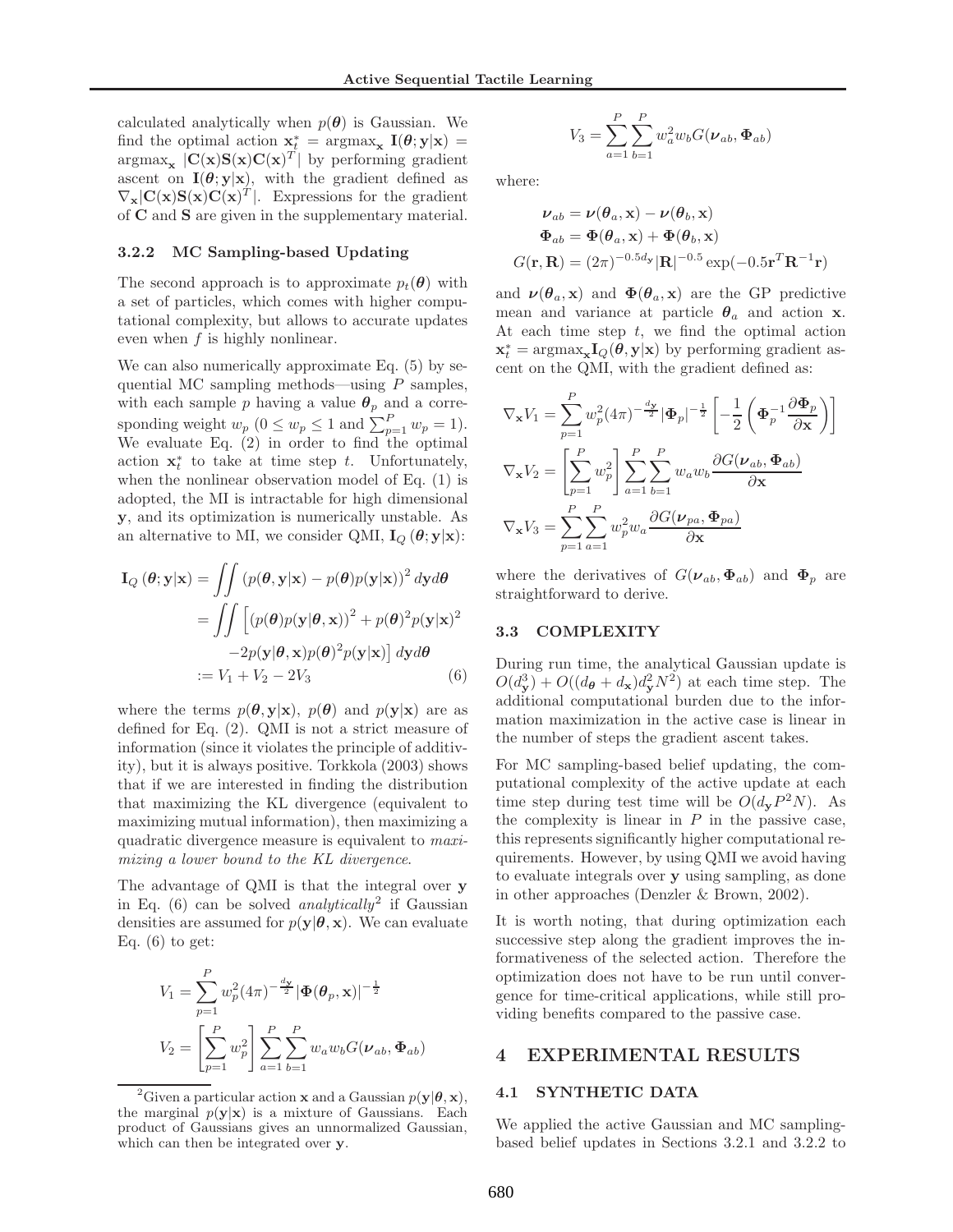calculated analytically when $p(\boldsymbol{\theta})$ is Gaussian. We find the optimal action $\mathbf{x}_t^* = \arg\max_{\mathbf{x}} \mathbf{I}(\boldsymbol{\theta};\mathbf{y}|\mathbf{x}) = \arg\max_{\mathbf{x}} |\mathbf{C}(\mathbf{x})\mathbf{S}(\mathbf{x})\mathbf{C}(\mathbf{x})^T|$ by performing gradient ascent on $\mathbf{I}(\boldsymbol{\theta};\mathbf{y}|\mathbf{x})$, with the gradient defined as $\nabla_{\mathbf{x}}|\mathbf{C}(\mathbf{x})\mathbf{S}(\mathbf{x})\mathbf{C}(\mathbf{x})^T|$. Expressions for the gradient of $\mathbf{C}$ and $\mathbf{S}$ are given in the supplementary material.

#### 3.2.2 MC Sampling-based Updating

The second approach is to approximate $p_t(\boldsymbol{\theta})$ with a set of particles, which comes with higher computational complexity, but allows to accurate updates even when $f$ is highly nonlinear.

We can also numerically approximate Eq. (5) by sequential MC sampling methods—using $P$ samples, with each sample $p$ having a value $\boldsymbol{\theta}_p$ and a corresponding weight $w_p$ ($0 \leq w_p \leq 1$ and $\sum_{p=1}^{P} w_p = 1$). We evaluate Eq. (2) in order to find the optimal action $\mathbf{x}_t^*$ to take at time step $t$. Unfortunately, when the nonlinear observation model of Eq. (1) is adopted, the MI is intractable for high dimensional $\mathbf{y}$, and its optimization is numerically unstable. As an alternative to MI, we consider QMI, $\mathbf{I}_Q(\boldsymbol{\theta};\mathbf{y}|\mathbf{x})$:

$$
\begin{aligned}
\mathbf{I}_Q(\boldsymbol{\theta};\mathbf{y}|\mathbf{x}) &= \iint \left(p(\boldsymbol{\theta},\mathbf{y}|\mathbf{x}) - p(\boldsymbol{\theta})p(\mathbf{y}|\mathbf{x})\right)^2 d\mathbf{y}d\boldsymbol{\theta} \\
&= \iint \Big[\left(p(\boldsymbol{\theta})p(\mathbf{y}|\boldsymbol{\theta},\mathbf{x})\right)^2 + p(\boldsymbol{\theta})^2 p(\mathbf{y}|\mathbf{x})^2 \\
&\quad - 2p(\mathbf{y}|\boldsymbol{\theta},\mathbf{x})p(\boldsymbol{\theta})^2 p(\mathbf{y}|\mathbf{x})\Big] d\mathbf{y}d\boldsymbol{\theta} \\
&:= V_1 + V_2 - 2V_3 \qquad (6)
\end{aligned}
$$

where the terms $p(\boldsymbol{\theta},\mathbf{y}|\mathbf{x})$, $p(\boldsymbol{\theta})$ and $p(\mathbf{y}|\mathbf{x})$ are as defined for Eq. (2). QMI is not a strict measure of information (since it violates the principle of additivity), but it is always positive. Torkkola (2003) shows that if we are interested in finding the distribution that maximizing the KL divergence (equivalent to maximizing mutual information), then maximizing a quadratic divergence measure is equivalent to *maximizing a lower bound to the KL divergence*.

The advantage of QMI is that the integral over $\mathbf{y}$ in Eq. (6) can be solved *analytically*[2] if Gaussian densities are assumed for $p(\mathbf{y}|\boldsymbol{\theta},\mathbf{x})$. We can evaluate Eq. (6) to get:

$$
V_1 = \sum_{p=1}^{P} w_p^2 (4\pi)^{-\frac{d_{\mathbf{y}}}{2}} |\boldsymbol{\Phi}(\boldsymbol{\theta}_p,\mathbf{x})|^{-\frac{1}{2}}
$$

$$
V_2 = \left[\sum_{p=1}^{P} w_p^2\right] \sum_{a=1}^{P}\sum_{b=1}^{P} w_a w_b G(\boldsymbol{\nu}_{ab},\boldsymbol{\Phi}_{ab})
$$

$$
V_3 = \sum_{a=1}^{P}\sum_{b=1}^{P} w_a^2 w_b G(\boldsymbol{\nu}_{ab},\boldsymbol{\Phi}_{ab})
$$

where:

$$
\begin{aligned}
\boldsymbol{\nu}_{ab} &= \boldsymbol{\nu}(\boldsymbol{\theta}_a,\mathbf{x}) - \boldsymbol{\nu}(\boldsymbol{\theta}_b,\mathbf{x}) \\
\boldsymbol{\Phi}_{ab} &= \boldsymbol{\Phi}(\boldsymbol{\theta}_a,\mathbf{x}) + \boldsymbol{\Phi}(\boldsymbol{\theta}_b,\mathbf{x}) \\
G(\mathbf{r},\mathbf{R}) &= (2\pi)^{-0.5d_{\mathbf{y}}}|\mathbf{R}|^{-0.5}\exp(-0.5\mathbf{r}^T\mathbf{R}^{-1}\mathbf{r})
\end{aligned}
$$

and $\boldsymbol{\nu}(\boldsymbol{\theta}_a,\mathbf{x})$ and $\boldsymbol{\Phi}(\boldsymbol{\theta}_a,\mathbf{x})$ are the GP predictive mean and variance at particle $\boldsymbol{\theta}_a$ and action $\mathbf{x}$. At each time step $t$, we find the optimal action $\mathbf{x}_t^* = \arg\max_{\mathbf{x}} \mathbf{I}_Q(\boldsymbol{\theta},\mathbf{y}|\mathbf{x})$ by performing gradient ascent on the QMI, with the gradient defined as:

$$
\nabla_{\mathbf{x}} V_1 = \sum_{p=1}^{P} w_p^2 (4\pi)^{-\frac{d_{\mathbf{y}}}{2}} |\boldsymbol{\Phi}_p|^{-\frac{1}{2}} \left[-\frac{1}{2}\left(\boldsymbol{\Phi}_p^{-1}\frac{\partial \boldsymbol{\Phi}_p}{\partial \mathbf{x}}\right)\right]
$$

$$
\nabla_{\mathbf{x}} V_2 = \left[\sum_{p=1}^{P} w_p^2\right] \sum_{a=1}^{P}\sum_{b=1}^{P} w_a w_b \frac{\partial G(\boldsymbol{\nu}_{ab},\boldsymbol{\Phi}_{ab})}{\partial \mathbf{x}}
$$

$$
\nabla_{\mathbf{x}} V_3 = \sum_{p=1}^{P}\sum_{a=1}^{P} w_p^2 w_a \frac{\partial G(\boldsymbol{\nu}_{pa},\boldsymbol{\Phi}_{pa})}{\partial \mathbf{x}}
$$

where the derivatives of $G(\boldsymbol{\nu}_{ab},\boldsymbol{\Phi}_{ab})$ and $\boldsymbol{\Phi}_p$ are straightforward to derive.

### 3.3 COMPLEXITY

During run time, the analytical Gaussian update is $O(d_{\mathbf{y}}^3) + O((d_{\boldsymbol{\theta}} + d_{\mathbf{x}})d_{\mathbf{y}}^2 N^2)$ at each time step. The additional computational burden due to the information maximization in the active case is linear in the number of steps the gradient ascent takes.

For MC sampling-based belief updating, the computational complexity of the active update at each time step during test time will be $O(d_{\mathbf{y}} P^2 N)$. As the complexity is linear in $P$ in the passive case, this represents significantly higher computational requirements. However, by using QMI we avoid having to evaluate integrals over $\mathbf{y}$ using sampling, as done in other approaches (Denzler & Brown, 2002).

It is worth noting, that during optimization each successive step along the gradient improves the informativeness of the selected action. Therefore the optimization does not have to be run until convergence for time-critical applications, while still providing benefits compared to the passive case.

## 4 EXPERIMENTAL RESULTS

### 4.1 SYNTHETIC DATA

We applied the active Gaussian and MC sampling-based belief updates in Sections 3.2.1 and 3.2.2 to

[2] Given a particular action $\mathbf{x}$ and a Gaussian $p(\mathbf{y}|\boldsymbol{\theta},\mathbf{x})$, the marginal $p(\mathbf{y}|\mathbf{x})$ is a mixture of Gaussians. Each product of Gaussians gives an unnormalized Gaussian, which can then be integrated over $\mathbf{y}$.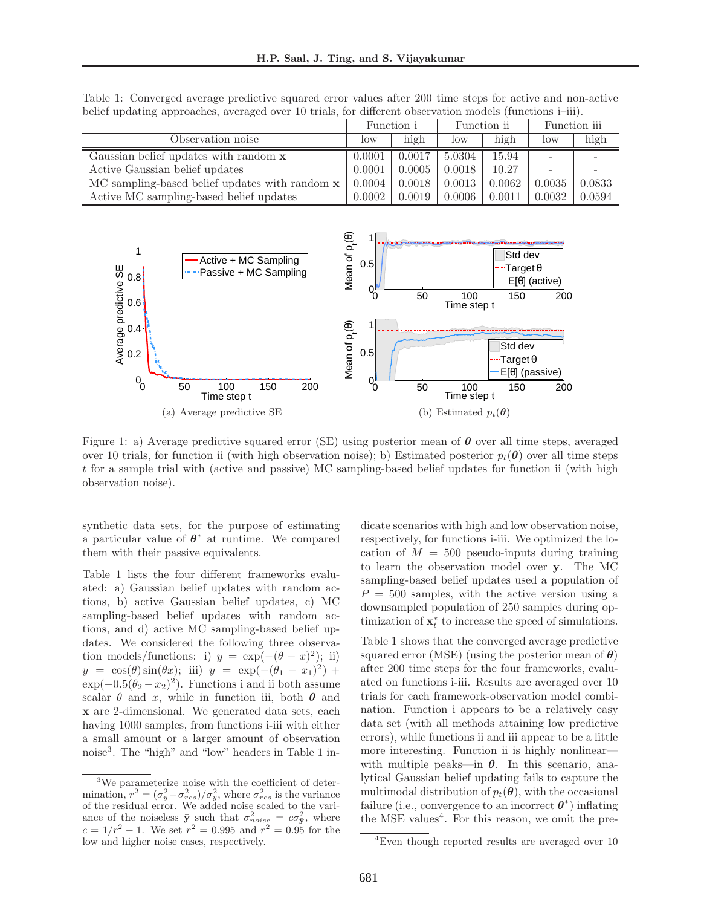Table 1: Converged average predictive squared error values after 200 time steps for active and non-active belief updating approaches, averaged over 10 trials, for different observation models (functions i–iii).

| | Function i | | Function ii | | Function iii | |
|---|---|---|---|---|---|---|
| Observation noise | low | high | low | high | low | high |
| Gaussian belief updates with random $\mathbf{x}$ | 0.0001 | 0.0017 | 5.0304 | 15.94 | - | - |
| Active Gaussian belief updates | 0.0001 | 0.0005 | 0.0018 | 10.27 | - | - |
| MC sampling-based belief updates with random $\mathbf{x}$ | 0.0004 | 0.0018 | 0.0013 | 0.0062 | 0.0035 | 0.0833 |
| Active MC sampling-based belief updates | 0.0002 | 0.0019 | 0.0006 | 0.0011 | 0.0032 | 0.0594 |

(a) Average predictive SE

(b) Estimated $p_t(\boldsymbol{\theta})$

Figure 1: a) Average predictive squared error (SE) using posterior mean of $\boldsymbol{\theta}$ over all time steps, averaged over 10 trials, for function ii (with high observation noise); b) Estimated posterior $p_t(\boldsymbol{\theta})$ over all time steps $t$ for a sample trial with (active and passive) MC sampling-based belief updates for function ii (with high observation noise).

synthetic data sets, for the purpose of estimating a particular value of $\boldsymbol{\theta}^*$ at runtime. We compared them with their passive equivalents.

Table 1 lists the four different frameworks evaluated: a) Gaussian belief updates with random actions, b) active Gaussian belief updates, c) MC sampling-based belief updates with random actions, and d) active MC sampling-based belief updates. We considered the following three observation models/functions: i) $y = \exp(-(\theta - x)^2)$; ii) $y = \cos(\theta)\sin(\theta x)$; iii) $y = \exp(-(\theta_1 - x_1)^2) + \exp(-0.5(\theta_2 - x_2)^2)$. Functions i and ii both assume scalar $\theta$ and $x$, while in function iii, both $\boldsymbol{\theta}$ and $\mathbf{x}$ are 2-dimensional. We generated data sets, each having 1000 samples, from functions i-iii with either a small amount or a larger amount of observation noise[3]. The "high" and "low" headers in Table 1 indicate scenarios with high and low observation noise, respectively, for functions i-iii. We optimized the location of $M = 500$ pseudo-inputs during training to learn the observation model over $\mathbf{y}$. The MC sampling-based belief updates used a population of $P = 500$ samples, with the active version using a downsampled population of 250 samples during optimization of $\mathbf{x}_t^*$ to increase the speed of simulations.

Table 1 shows that the converged average predictive squared error (MSE) (using the posterior mean of $\boldsymbol{\theta}$) after 200 time steps for the four frameworks, evaluated on functions i-iii. Results are averaged over 10 trials for each framework-observation model combination. Function i appears to be a relatively easy data set (with all methods attaining low predictive errors), while functions ii and iii appear to be a little more interesting. Function ii is highly nonlinear—with multiple peaks—in $\boldsymbol{\theta}$. In this scenario, analytical Gaussian belief updating fails to capture the multimodal distribution of $p_t(\boldsymbol{\theta})$, with the occasional failure (i.e., convergence to an incorrect $\boldsymbol{\theta}^*$) inflating the MSE values[4]. For this reason, we omit the pre-

[3] We parameterize noise with the coefficient of determination, $r^2 = (\sigma_y^2 - \sigma_{res}^2)/\sigma_y^2$, where $\sigma_{res}^2$ is the variance of the residual error. We added noise scaled to the variance of the noiseless $\bar{\mathbf{y}}$ such that $\sigma_{noise}^2 = c\sigma_{\bar{\mathbf{y}}}^2$, where $c = 1/r^2 - 1$. We set $r^2 = 0.995$ and $r^2 = 0.95$ for the low and higher noise cases, respectively.

[4] Even though reported results are averaged over 10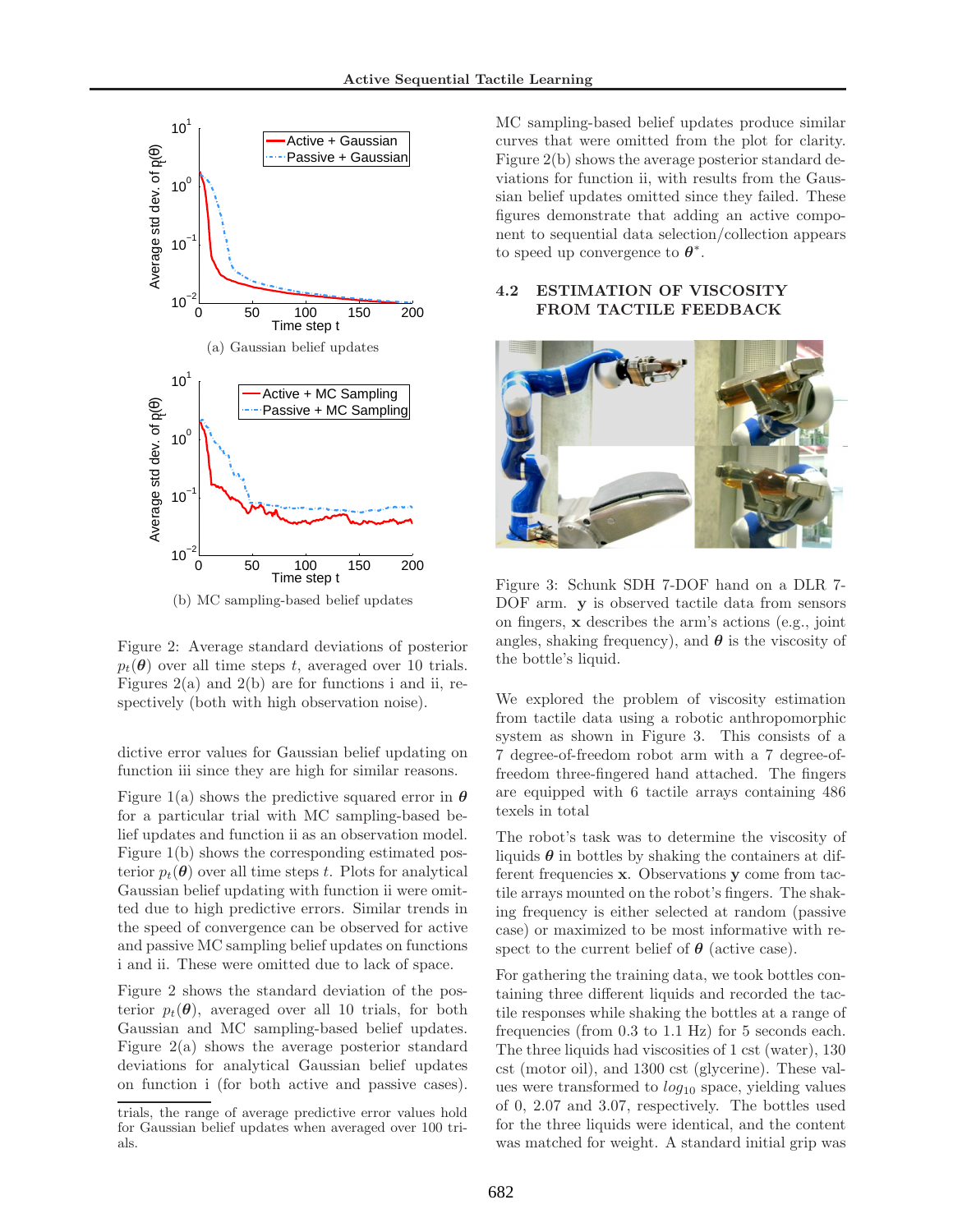(a) Gaussian belief updates

(b) MC sampling-based belief updates

Figure 2: Average standard deviations of posterior $p_t(\boldsymbol{\theta})$ over all time steps $t$, averaged over 10 trials. Figures 2(a) and 2(b) are for functions i and ii, respectively (both with high observation noise).

dictive error values for Gaussian belief updating on function iii since they are high for similar reasons.

Figure 1(a) shows the predictive squared error in $\boldsymbol{\theta}$ for a particular trial with MC sampling-based belief updates and function ii as an observation model. Figure 1(b) shows the corresponding estimated posterior $p_t(\boldsymbol{\theta})$ over all time steps $t$. Plots for analytical Gaussian belief updating with function ii were omitted due to high predictive errors. Similar trends in the speed of convergence can be observed for active and passive MC sampling belief updates on functions i and ii. These were omitted due to lack of space.

Figure 2 shows the standard deviation of the posterior $p_t(\boldsymbol{\theta})$, averaged over all 10 trials, for both Gaussian and MC sampling-based belief updates. Figure 2(a) shows the average posterior standard deviations for analytical Gaussian belief updates on function i (for both active and passive cases). MC sampling-based belief updates produce similar curves that were omitted from the plot for clarity. Figure 2(b) shows the average posterior standard deviations for function ii, with results from the Gaussian belief updates omitted since they failed. These figures demonstrate that adding an active component to sequential data selection/collection appears to speed up convergence to $\boldsymbol{\theta}^*$.

trials, the range of average predictive error values hold for Gaussian belief updates when averaged over 100 trials.

## 4.2 ESTIMATION OF VISCOSITY FROM TACTILE FEEDBACK

Figure 3: Schunk SDH 7-DOF hand on a DLR 7-DOF arm. $\mathbf{y}$ is observed tactile data from sensors on fingers, $\mathbf{x}$ describes the arm's actions (e.g., joint angles, shaking frequency), and $\boldsymbol{\theta}$ is the viscosity of the bottle's liquid.

We explored the problem of viscosity estimation from tactile data using a robotic anthropomorphic system as shown in Figure 3. This consists of a 7 degree-of-freedom robot arm with a 7 degree-of-freedom three-fingered hand attached. The fingers are equipped with 6 tactile arrays containing 486 texels in total

The robot's task was to determine the viscosity of liquids $\boldsymbol{\theta}$ in bottles by shaking the containers at different frequencies $\mathbf{x}$. Observations $\mathbf{y}$ come from tactile arrays mounted on the robot's fingers. The shaking frequency is either selected at random (passive case) or maximized to be most informative with respect to the current belief of $\boldsymbol{\theta}$ (active case).

For gathering the training data, we took bottles containing three different liquids and recorded the tactile responses while shaking the bottles at a range of frequencies (from 0.3 to 1.1 Hz) for 5 seconds each. The three liquids had viscosities of 1 cst (water), 130 cst (motor oil), and 1300 cst (glycerine). These values were transformed to $log_{10}$ space, yielding values of 0, 2.07 and 3.07, respectively. The bottles used for the three liquids were identical, and the content was matched for weight. A standard initial grip was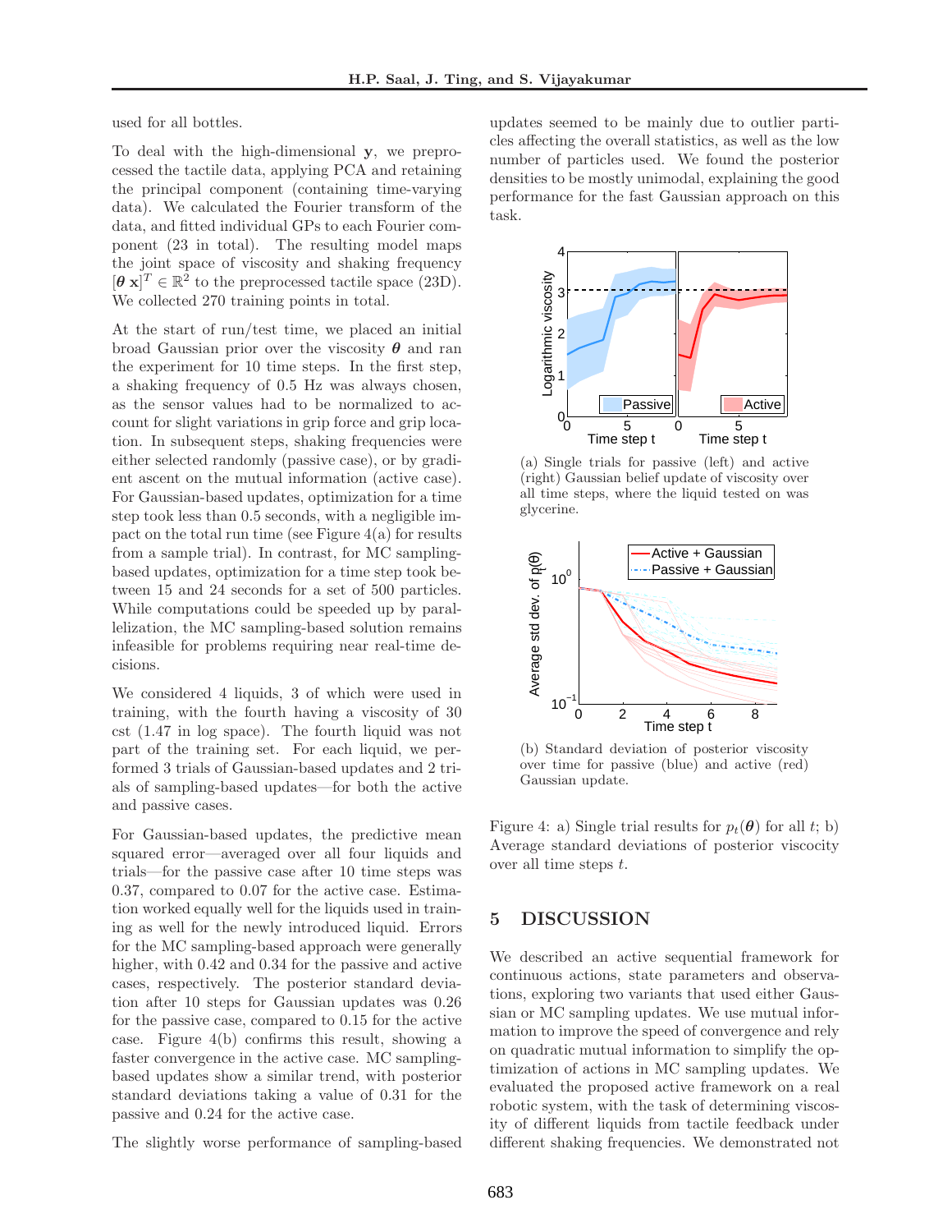used for all bottles.

To deal with the high-dimensional $\mathbf{y}$, we preprocessed the tactile data, applying PCA and retaining the principal component (containing time-varying data). We calculated the Fourier transform of the data, and fitted individual GPs to each Fourier component (23 in total). The resulting model maps the joint space of viscosity and shaking frequency $[\boldsymbol{\theta}\ \mathbf{x}]^T \in \mathbb{R}^2$ to the preprocessed tactile space (23D). We collected 270 training points in total.

At the start of run/test time, we placed an initial broad Gaussian prior over the viscosity $\boldsymbol{\theta}$ and ran the experiment for 10 time steps. In the first step, a shaking frequency of 0.5 Hz was always chosen, as the sensor values had to be normalized to account for slight variations in grip force and grip location. In subsequent steps, shaking frequencies were either selected randomly (passive case), or by gradient ascent on the mutual information (active case). For Gaussian-based updates, optimization for a time step took less than 0.5 seconds, with a negligible impact on the total run time (see Figure 4(a) for results from a sample trial). In contrast, for MC sampling-based updates, optimization for a time step took between 15 and 24 seconds for a set of 500 particles. While computations could be speeded up by parallelization, the MC sampling-based solution remains infeasible for problems requiring near real-time decisions.

We considered 4 liquids, 3 of which were used in training, with the fourth having a viscosity of 30 cst (1.47 in log space). The fourth liquid was not part of the training set. For each liquid, we performed 3 trials of Gaussian-based updates and 2 trials of sampling-based updates—for both the active and passive cases.

For Gaussian-based updates, the predictive mean squared error—averaged over all four liquids and trials—for the passive case after 10 time steps was 0.37, compared to 0.07 for the active case. Estimation worked equally well for the liquids used in training as well for the newly introduced liquid. Errors for the MC sampling-based approach were generally higher, with 0.42 and 0.34 for the passive and active cases, respectively. The posterior standard deviation after 10 steps for Gaussian updates was 0.26 for the passive case, compared to 0.15 for the active case. Figure 4(b) confirms this result, showing a faster convergence in the active case. MC sampling-based updates show a similar trend, with posterior standard deviations taking a value of 0.31 for the passive and 0.24 for the active case.

The slightly worse performance of sampling-based updates seemed to be mainly due to outlier particles affecting the overall statistics, as well as the low number of particles used. We found the posterior densities to be mostly unimodal, explaining the good performance for the fast Gaussian approach on this task.

(a) Single trials for passive (left) and active (right) Gaussian belief update of viscosity over all time steps, where the liquid tested on was glycerine.

(b) Standard deviation of posterior viscosity over time for passive (blue) and active (red) Gaussian update.

Figure 4: a) Single trial results for $p_t(\boldsymbol{\theta})$ for all $t$; b) Average standard deviations of posterior viscocity over all time steps $t$.

## 5 DISCUSSION

We described an active sequential framework for continuous actions, state parameters and observations, exploring two variants that used either Gaussian or MC sampling updates. We use mutual information to improve the speed of convergence and rely on quadratic mutual information to simplify the optimization of actions in MC sampling updates. We evaluated the proposed active framework on a real robotic system, with the task of determining viscosity of different liquids from tactile feedback under different shaking frequencies. We demonstrated not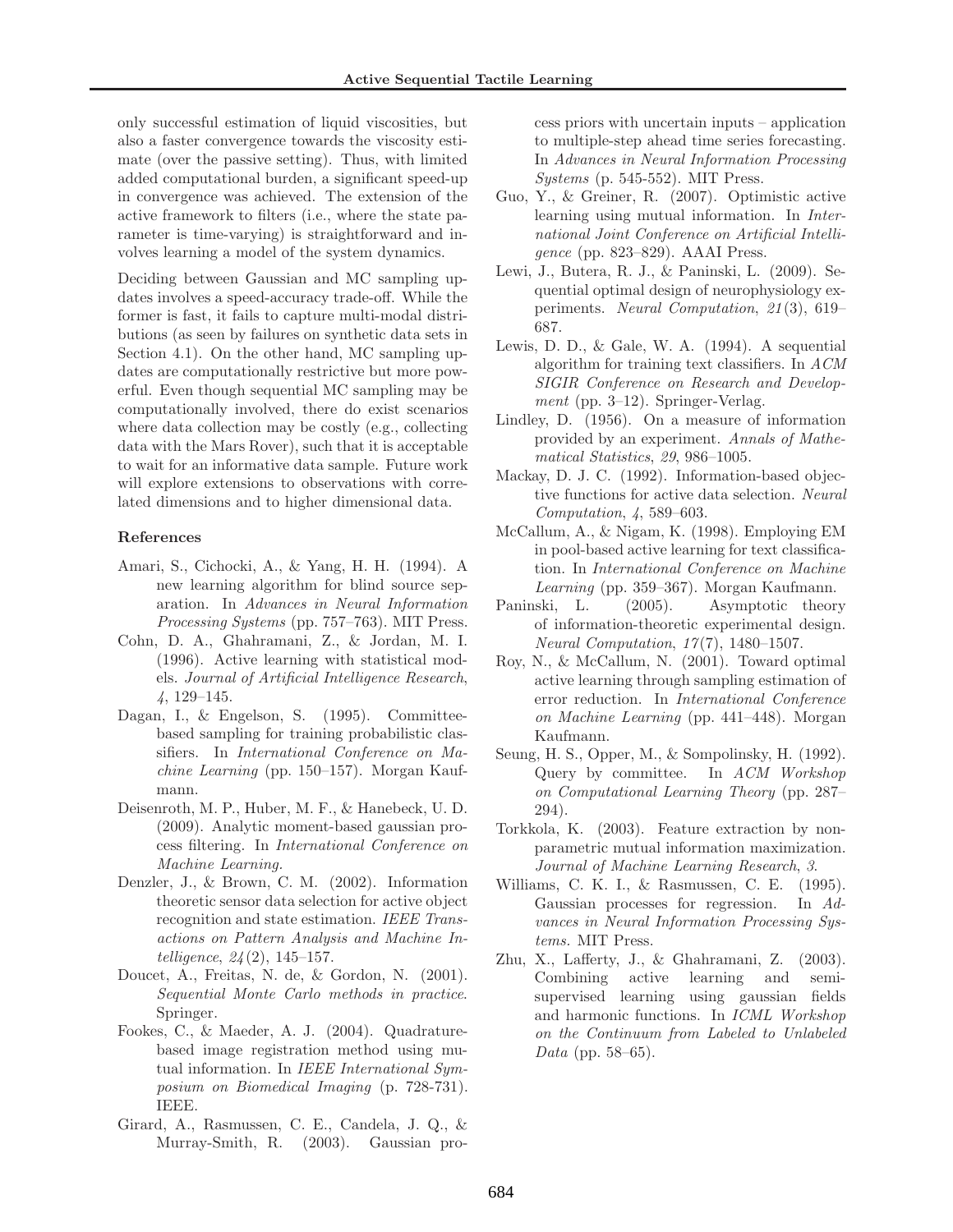only successful estimation of liquid viscosities, but also a faster convergence towards the viscosity estimate (over the passive setting). Thus, with limited added computational burden, a significant speed-up in convergence was achieved. The extension of the active framework to filters (i.e., where the state parameter is time-varying) is straightforward and involves learning a model of the system dynamics.

Deciding between Gaussian and MC sampling updates involves a speed-accuracy trade-off. While the former is fast, it fails to capture multi-modal distributions (as seen by failures on synthetic data sets in Section 4.1). On the other hand, MC sampling updates are computationally restrictive but more powerful. Even though sequential MC sampling may be computationally involved, there do exist scenarios where data collection may be costly (e.g., collecting data with the Mars Rover), such that it is acceptable to wait for an informative data sample. Future work will explore extensions to observations with correlated dimensions and to higher dimensional data.

## References

Amari, S., Cichocki, A., & Yang, H. H. (1994). A new learning algorithm for blind source separation. In *Advances in Neural Information Processing Systems* (pp. 757–763). MIT Press.

Cohn, D. A., Ghahramani, Z., & Jordan, M. I. (1996). Active learning with statistical models. *Journal of Artificial Intelligence Research*, *4*, 129–145.

Dagan, I., & Engelson, S. (1995). Committee-based sampling for training probabilistic classifiers. In *International Conference on Machine Learning* (pp. 150–157). Morgan Kaufmann.

Deisenroth, M. P., Huber, M. F., & Hanebeck, U. D. (2009). Analytic moment-based gaussian process filtering. In *International Conference on Machine Learning*.

Denzler, J., & Brown, C. M. (2002). Information theoretic sensor data selection for active object recognition and state estimation. *IEEE Transactions on Pattern Analysis and Machine Intelligence*, *24*(2), 145–157.

Doucet, A., Freitas, N. de, & Gordon, N. (2001). *Sequential Monte Carlo methods in practice*. Springer.

Fookes, C., & Maeder, A. J. (2004). Quadrature-based image registration method using mutual information. In *IEEE International Symposium on Biomedical Imaging* (p. 728-731). IEEE.

Girard, A., Rasmussen, C. E., Candela, J. Q., & Murray-Smith, R. (2003). Gaussian process priors with uncertain inputs – application to multiple-step ahead time series forecasting. In *Advances in Neural Information Processing Systems* (p. 545-552). MIT Press.

Guo, Y., & Greiner, R. (2007). Optimistic active learning using mutual information. In *International Joint Conference on Artificial Intelligence* (pp. 823–829). AAAI Press.

Lewi, J., Butera, R. J., & Paninski, L. (2009). Sequential optimal design of neurophysiology experiments. *Neural Computation*, *21*(3), 619–687.

Lewis, D. D., & Gale, W. A. (1994). A sequential algorithm for training text classifiers. In *ACM SIGIR Conference on Research and Development* (pp. 3–12). Springer-Verlag.

Lindley, D. (1956). On a measure of information provided by an experiment. *Annals of Mathematical Statistics*, *29*, 986–1005.

Mackay, D. J. C. (1992). Information-based objective functions for active data selection. *Neural Computation*, *4*, 589–603.

McCallum, A., & Nigam, K. (1998). Employing EM in pool-based active learning for text classification. In *International Conference on Machine Learning* (pp. 359–367). Morgan Kaufmann.

Paninski, L. (2005). Asymptotic theory of information-theoretic experimental design. *Neural Computation*, *17*(7), 1480–1507.

Roy, N., & McCallum, N. (2001). Toward optimal active learning through sampling estimation of error reduction. In *International Conference on Machine Learning* (pp. 441–448). Morgan Kaufmann.

Seung, H. S., Opper, M., & Sompolinsky, H. (1992). Query by committee. In *ACM Workshop on Computational Learning Theory* (pp. 287–294).

Torkkola, K. (2003). Feature extraction by non-parametric mutual information maximization. *Journal of Machine Learning Research*, *3*.

Williams, C. K. I., & Rasmussen, C. E. (1995). Gaussian processes for regression. In *Advances in Neural Information Processing Systems*. MIT Press.

Zhu, X., Lafferty, J., & Ghahramani, Z. (2003). Combining active learning and semi-supervised learning using gaussian fields and harmonic functions. In *ICML Workshop on the Continuum from Labeled to Unlabeled Data* (pp. 58–65).